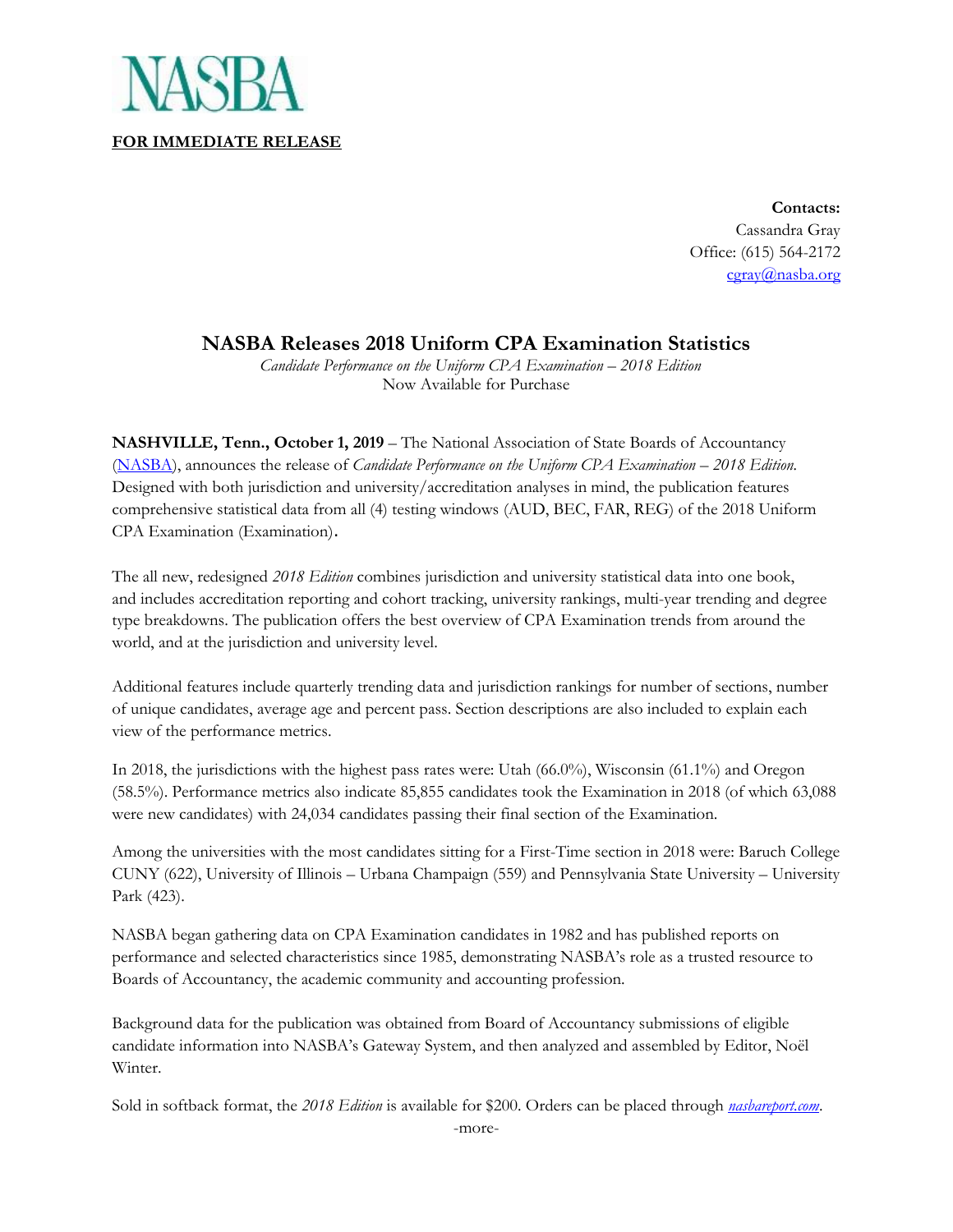NASBA

**FOR IMMEDIATE RELEASE**

**Contacts:**
Cassandra Gray
Office: (615) 564-2172
cgray@nasba.org

# NASBA Releases 2018 Uniform CPA Examination Statistics

*Candidate Performance on the Uniform CPA Examination – 2018 Edition*
Now Available for Purchase

**NASHVILLE, Tenn., October 1, 2019** – The National Association of State Boards of Accountancy (NASBA), announces the release of *Candidate Performance on the Uniform CPA Examination – 2018 Edition.* Designed with both jurisdiction and university/accreditation analyses in mind, the publication features comprehensive statistical data from all (4) testing windows (AUD, BEC, FAR, REG) of the 2018 Uniform CPA Examination (Examination).

The all new, redesigned *2018 Edition* combines jurisdiction and university statistical data into one book, and includes accreditation reporting and cohort tracking, university rankings, multi-year trending and degree type breakdowns. The publication offers the best overview of CPA Examination trends from around the world, and at the jurisdiction and university level.

Additional features include quarterly trending data and jurisdiction rankings for number of sections, number of unique candidates, average age and percent pass. Section descriptions are also included to explain each view of the performance metrics.

In 2018, the jurisdictions with the highest pass rates were: Utah (66.0%), Wisconsin (61.1%) and Oregon (58.5%). Performance metrics also indicate 85,855 candidates took the Examination in 2018 (of which 63,088 were new candidates) with 24,034 candidates passing their final section of the Examination.

Among the universities with the most candidates sitting for a First-Time section in 2018 were: Baruch College CUNY (622), University of Illinois – Urbana Champaign (559) and Pennsylvania State University – University Park (423).

NASBA began gathering data on CPA Examination candidates in 1982 and has published reports on performance and selected characteristics since 1985, demonstrating NASBA's role as a trusted resource to Boards of Accountancy, the academic community and accounting profession.

Background data for the publication was obtained from Board of Accountancy submissions of eligible candidate information into NASBA's Gateway System, and then analyzed and assembled by Editor, Noël Winter.

Sold in softback format, the *2018 Edition* is available for $200. Orders can be placed through *nasbareport.com*.

-more-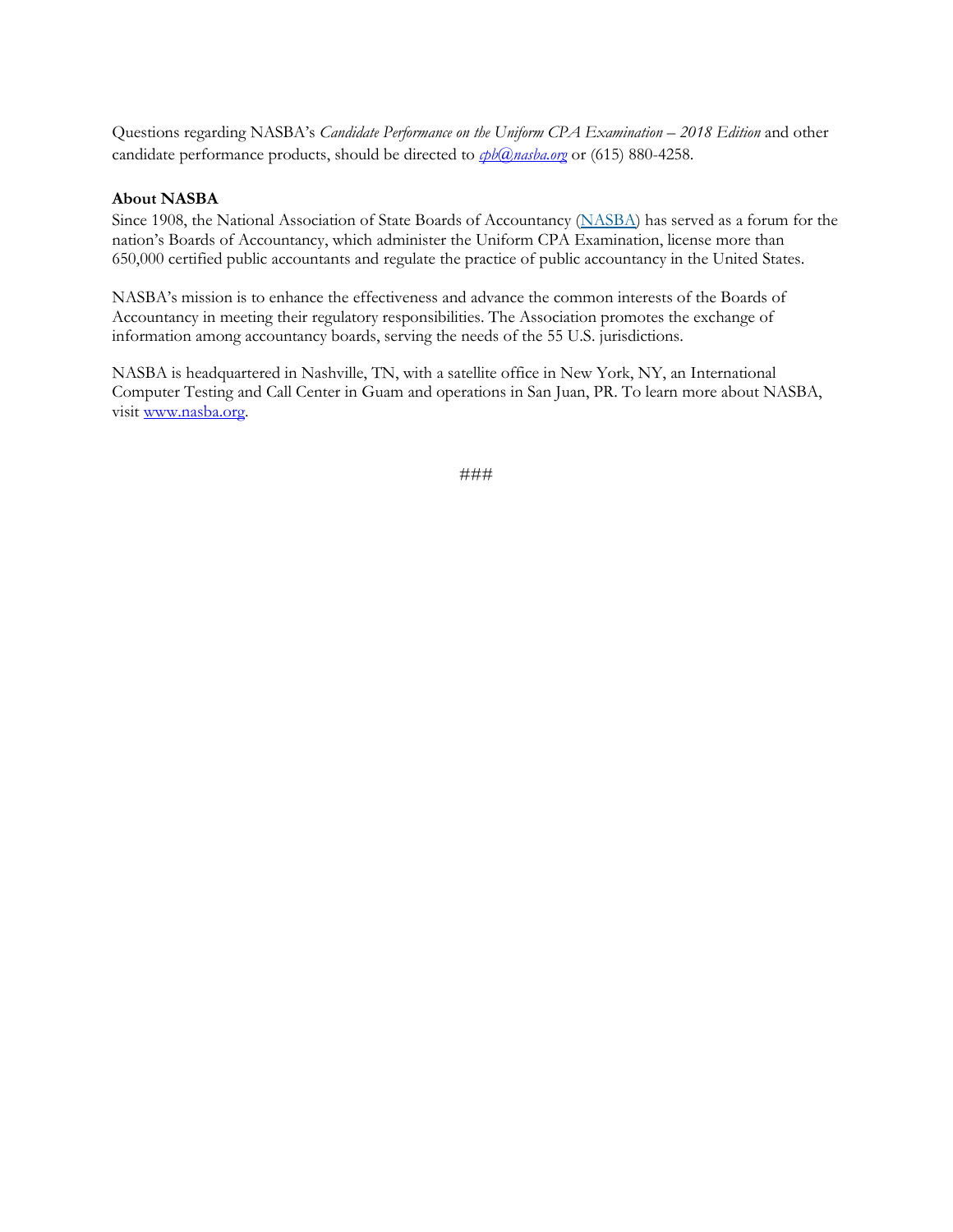Questions regarding NASBA's *Candidate Performance on the Uniform CPA Examination – 2018 Edition* and other candidate performance products, should be directed to *cpb@nasba.org* or (615) 880-4258.

**About NASBA**

Since 1908, the National Association of State Boards of Accountancy (NASBA) has served as a forum for the nation's Boards of Accountancy, which administer the Uniform CPA Examination, license more than 650,000 certified public accountants and regulate the practice of public accountancy in the United States.

NASBA's mission is to enhance the effectiveness and advance the common interests of the Boards of Accountancy in meeting their regulatory responsibilities. The Association promotes the exchange of information among accountancy boards, serving the needs of the 55 U.S. jurisdictions.

NASBA is headquartered in Nashville, TN, with a satellite office in New York, NY, an International Computer Testing and Call Center in Guam and operations in San Juan, PR. To learn more about NASBA, visit www.nasba.org.

###